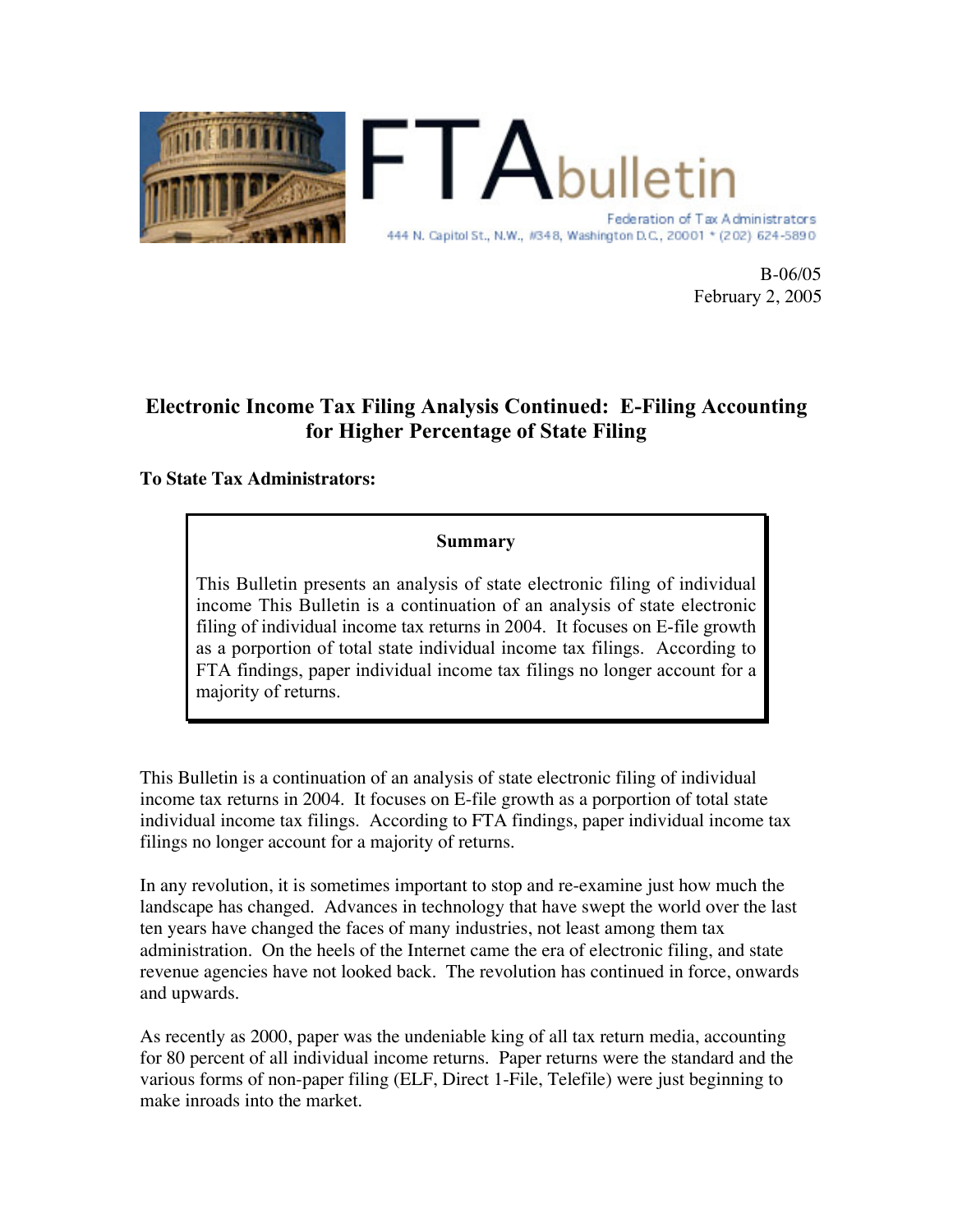# FTA bulletin

Federation of Tax Administrators
444 N. Capitol St., N.W., #348, Washington D.C., 20001 * (202) 624-5890

B-06/05
February 2, 2005

## Electronic Income Tax Filing Analysis Continued: E-Filing Accounting for Higher Percentage of State Filing

**To State Tax Administrators:**

> **Summary**
>
> This Bulletin presents an analysis of state electronic filing of individual income This Bulletin is a continuation of an analysis of state electronic filing of individual income tax returns in 2004. It focuses on E-file growth as a porportion of total state individual income tax filings. According to FTA findings, paper individual income tax filings no longer account for a majority of returns.

This Bulletin is a continuation of an analysis of state electronic filing of individual income tax returns in 2004. It focuses on E-file growth as a porportion of total state individual income tax filings. According to FTA findings, paper individual income tax filings no longer account for a majority of returns.

In any revolution, it is sometimes important to stop and re-examine just how much the landscape has changed. Advances in technology that have swept the world over the last ten years have changed the faces of many industries, not least among them tax administration. On the heels of the Internet came the era of electronic filing, and state revenue agencies have not looked back. The revolution has continued in force, onwards and upwards.

As recently as 2000, paper was the undeniable king of all tax return media, accounting for 80 percent of all individual income returns. Paper returns were the standard and the various forms of non-paper filing (ELF, Direct 1-File, Telefile) were just beginning to make inroads into the market.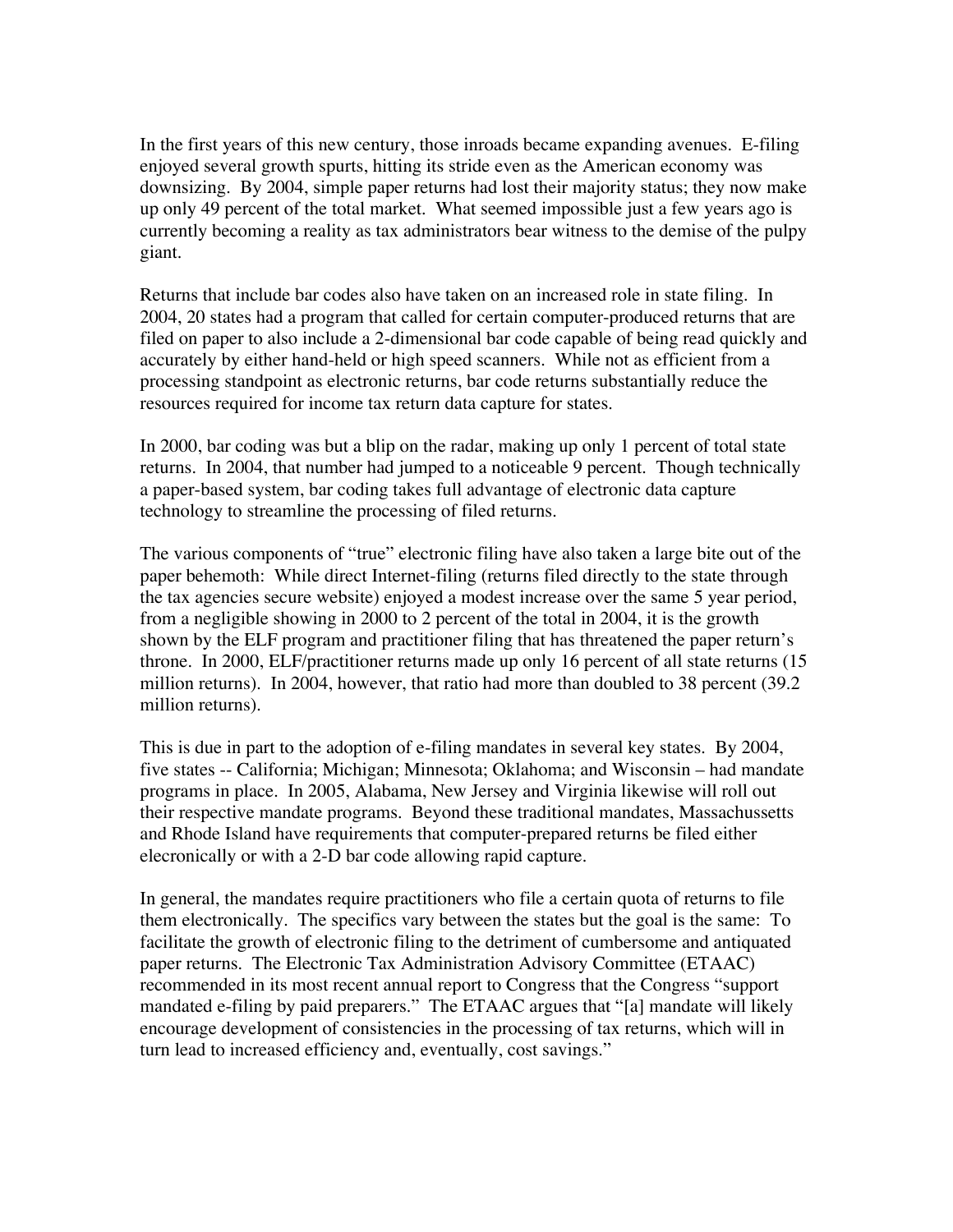In the first years of this new century, those inroads became expanding avenues. E-filing enjoyed several growth spurts, hitting its stride even as the American economy was downsizing. By 2004, simple paper returns had lost their majority status; they now make up only 49 percent of the total market. What seemed impossible just a few years ago is currently becoming a reality as tax administrators bear witness to the demise of the pulpy giant.

Returns that include bar codes also have taken on an increased role in state filing. In 2004, 20 states had a program that called for certain computer-produced returns that are filed on paper to also include a 2-dimensional bar code capable of being read quickly and accurately by either hand-held or high speed scanners. While not as efficient from a processing standpoint as electronic returns, bar code returns substantially reduce the resources required for income tax return data capture for states.

In 2000, bar coding was but a blip on the radar, making up only 1 percent of total state returns. In 2004, that number had jumped to a noticeable 9 percent. Though technically a paper-based system, bar coding takes full advantage of electronic data capture technology to streamline the processing of filed returns.

The various components of "true" electronic filing have also taken a large bite out of the paper behemoth: While direct Internet-filing (returns filed directly to the state through the tax agencies secure website) enjoyed a modest increase over the same 5 year period, from a negligible showing in 2000 to 2 percent of the total in 2004, it is the growth shown by the ELF program and practitioner filing that has threatened the paper return's throne. In 2000, ELF/practitioner returns made up only 16 percent of all state returns (15 million returns). In 2004, however, that ratio had more than doubled to 38 percent (39.2 million returns).

This is due in part to the adoption of e-filing mandates in several key states. By 2004, five states -- California; Michigan; Minnesota; Oklahoma; and Wisconsin – had mandate programs in place. In 2005, Alabama, New Jersey and Virginia likewise will roll out their respective mandate programs. Beyond these traditional mandates, Massachussetts and Rhode Island have requirements that computer-prepared returns be filed either elecronically or with a 2-D bar code allowing rapid capture.

In general, the mandates require practitioners who file a certain quota of returns to file them electronically. The specifics vary between the states but the goal is the same: To facilitate the growth of electronic filing to the detriment of cumbersome and antiquated paper returns. The Electronic Tax Administration Advisory Committee (ETAAC) recommended in its most recent annual report to Congress that the Congress "support mandated e-filing by paid preparers." The ETAAC argues that "[a] mandate will likely encourage development of consistencies in the processing of tax returns, which will in turn lead to increased efficiency and, eventually, cost savings."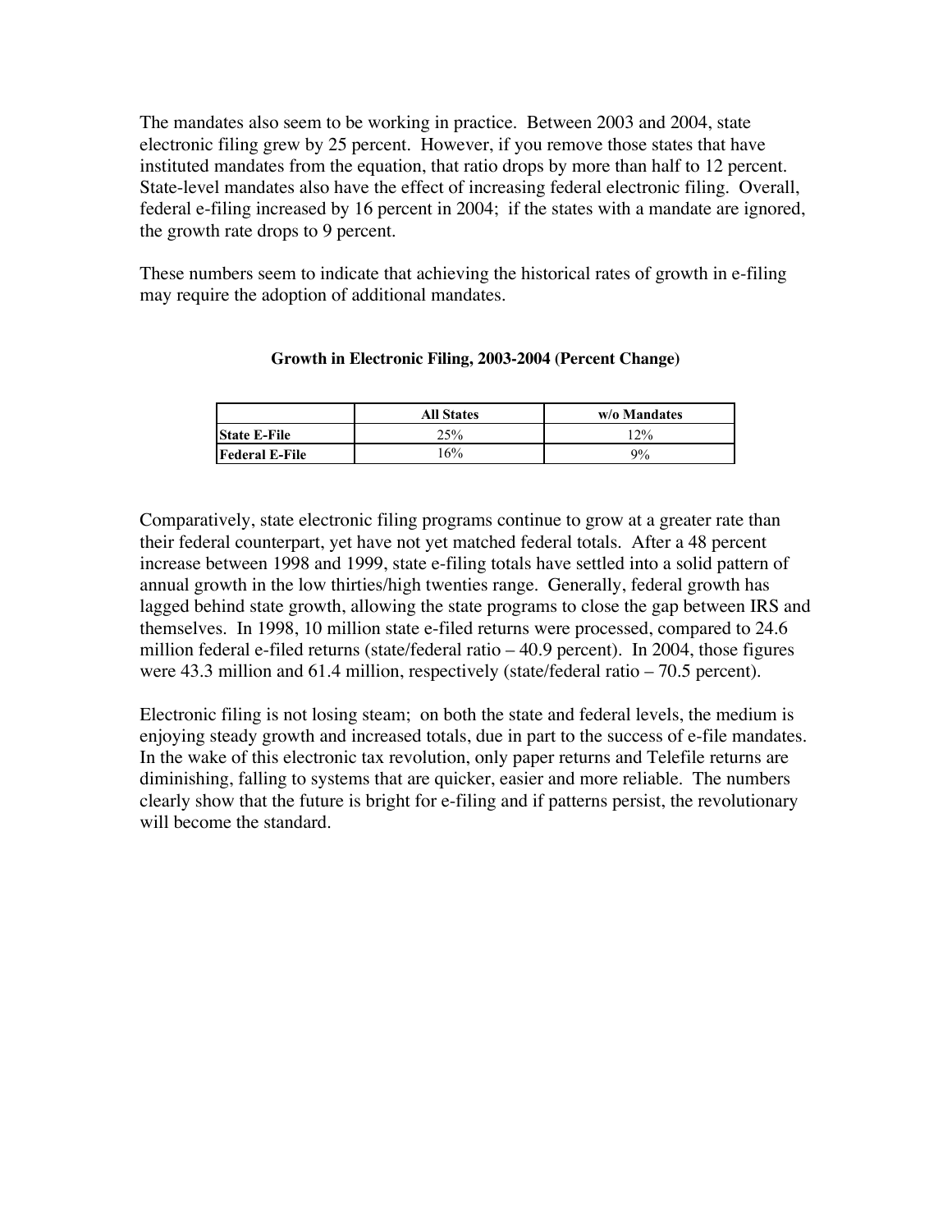The mandates also seem to be working in practice. Between 2003 and 2004, state electronic filing grew by 25 percent. However, if you remove those states that have instituted mandates from the equation, that ratio drops by more than half to 12 percent. State-level mandates also have the effect of increasing federal electronic filing. Overall, federal e-filing increased by 16 percent in 2004; if the states with a mandate are ignored, the growth rate drops to 9 percent.

These numbers seem to indicate that achieving the historical rates of growth in e-filing may require the adoption of additional mandates.

**Growth in Electronic Filing, 2003-2004 (Percent Change)**

| | All States | w/o Mandates |
|---|---|---|
| **State E-File** | 25% | 12% |
| **Federal E-File** | 16% | 9% |

Comparatively, state electronic filing programs continue to grow at a greater rate than their federal counterpart, yet have not yet matched federal totals. After a 48 percent increase between 1998 and 1999, state e-filing totals have settled into a solid pattern of annual growth in the low thirties/high twenties range. Generally, federal growth has lagged behind state growth, allowing the state programs to close the gap between IRS and themselves. In 1998, 10 million state e-filed returns were processed, compared to 24.6 million federal e-filed returns (state/federal ratio – 40.9 percent). In 2004, those figures were 43.3 million and 61.4 million, respectively (state/federal ratio – 70.5 percent).

Electronic filing is not losing steam; on both the state and federal levels, the medium is enjoying steady growth and increased totals, due in part to the success of e-file mandates. In the wake of this electronic tax revolution, only paper returns and Telefile returns are diminishing, falling to systems that are quicker, easier and more reliable. The numbers clearly show that the future is bright for e-filing and if patterns persist, the revolutionary will become the standard.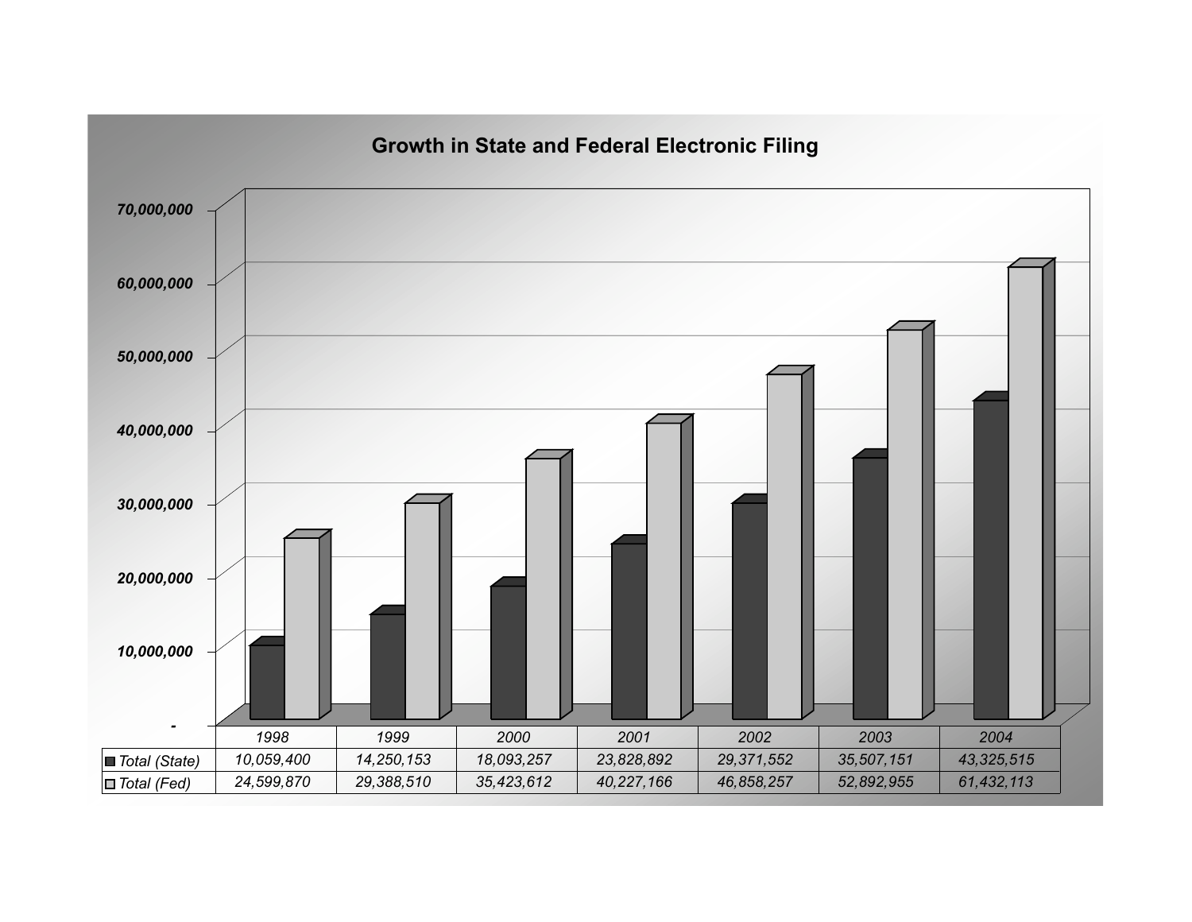## Growth in State and Federal Electronic Filing

| | 1998 | 1999 | 2000 | 2001 | 2002 | 2003 | 2004 |
|---|---|---|---|---|---|---|---|
| Total (State) | 10,059,400 | 14,250,153 | 18,093,257 | 23,828,892 | 29,371,552 | 35,507,151 | 43,325,515 |
| Total (Fed) | 24,599,870 | 29,388,510 | 35,423,612 | 40,227,166 | 46,858,257 | 52,892,955 | 61,432,113 |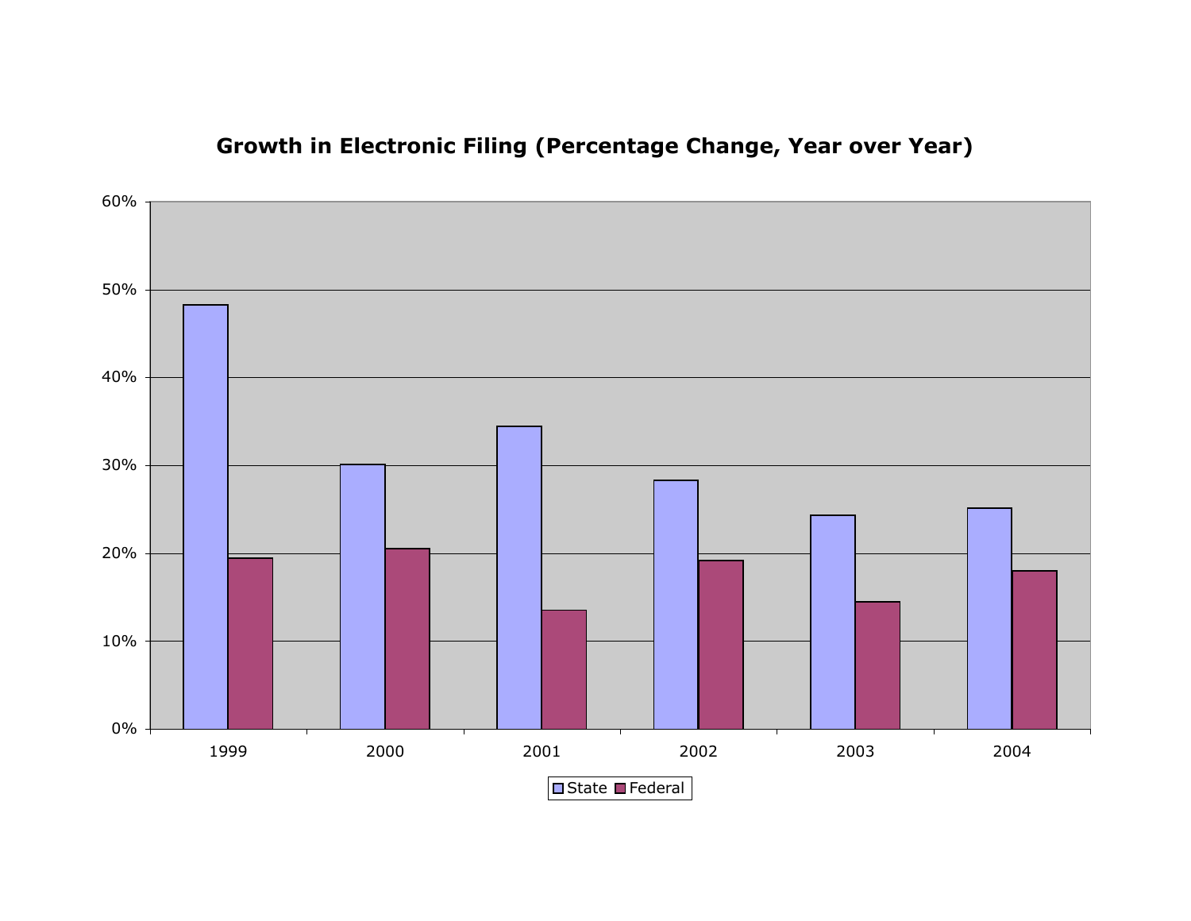## Growth in Electronic Filing (Percentage Change, Year over Year)

60%
50%
40%
30%
20%
10%
0%

1999 2000 2001 2002 2003 2004

State Federal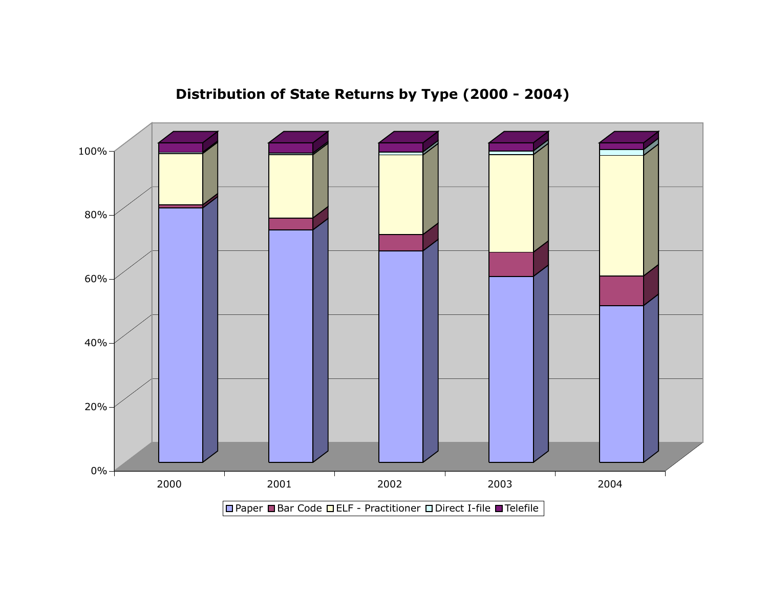## Distribution of State Returns by Type (2000 - 2004)

100%
80%
60%
40%
20%
0%

2000 2001 2002 2003 2004

Paper | Bar Code | ELF - Practitioner | Direct I-file | Telefile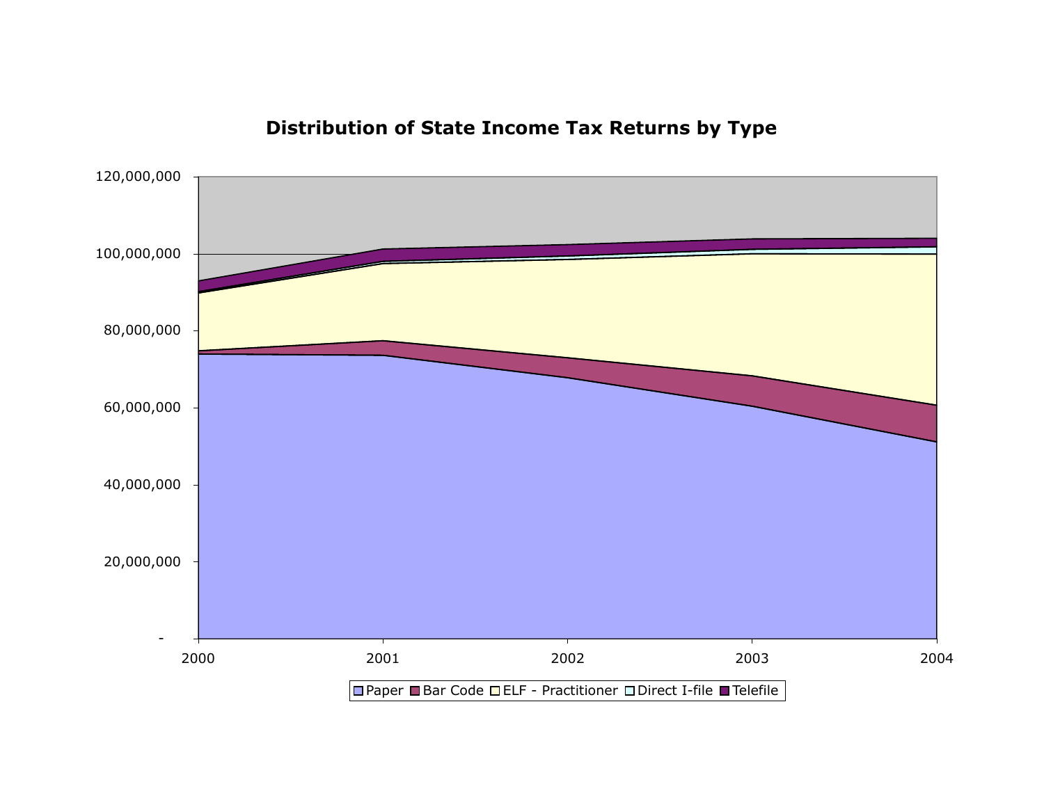**Distribution of State Income Tax Returns by Type**

120,000,000
100,000,000
80,000,000
60,000,000
40,000,000
20,000,000
-

2000
2001
2002
2003
2004

Paper
Bar Code
ELF - Practitioner
Direct I-file
Telefile